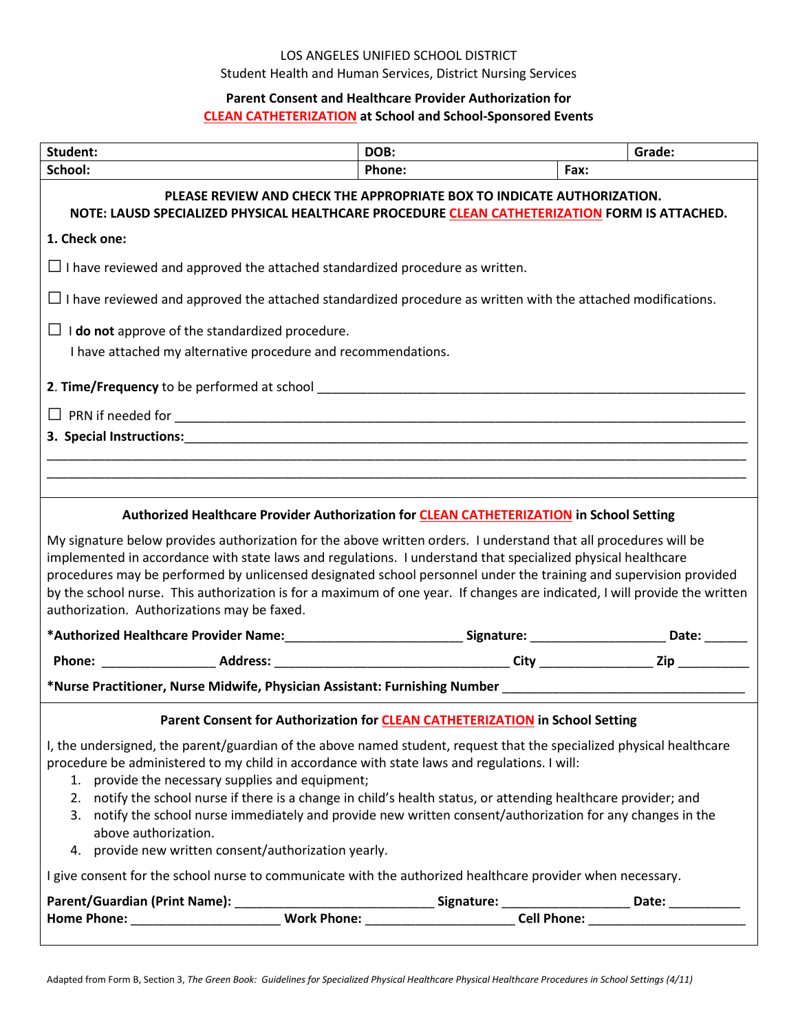LOS ANGELES UNIFIED SCHOOL DISTRICT

Student Health and Human Services, District Nursing Services

## Parent Consent and Healthcare Provider Authorization for CLEAN CATHETERIZATION at School and School-Sponsored Events

| **Student:** | **DOB:** | | **Grade:** |
|---|---|---|---|
| **School:** | **Phone:** | **Fax:** | |

**PLEASE REVIEW AND CHECK THE APPROPRIATE BOX TO INDICATE AUTHORIZATION.**
**NOTE: LAUSD SPECIALIZED PHYSICAL HEALTHCARE PROCEDURE CLEAN CATHETERIZATION FORM IS ATTACHED.**

**1. Check one:**

☐ I have reviewed and approved the attached standardized procedure as written.

☐ I have reviewed and approved the attached standardized procedure as written with the attached modifications.

☐ I **do not** approve of the standardized procedure.
I have attached my alternative procedure and recommendations.

**2. Time/Frequency** to be performed at school ____________________________________________________________

☐ PRN if needed for ______________________________________________________________________________

**3. Special Instructions:**_________________________________________________________________________

______________________________________________________________________________________________

______________________________________________________________________________________________

### Authorized Healthcare Provider Authorization for CLEAN CATHETERIZATION in School Setting

My signature below provides authorization for the above written orders. I understand that all procedures will be implemented in accordance with state laws and regulations. I understand that specialized physical healthcare procedures may be performed by unlicensed designated school personnel under the training and supervision provided by the school nurse. This authorization is for a maximum of one year. If changes are indicated, I will provide the written authorization. Authorizations may be faxed.

**\*Authorized Healthcare Provider Name:**________________________ **Signature:** __________________ **Date:** ______

**Phone:** _______________ **Address:** ________________________________ **City** _______________ **Zip** _________

**\*Nurse Practitioner, Nurse Midwife, Physician Assistant: Furnishing Number** _________________________________

### Parent Consent for Authorization for CLEAN CATHETERIZATION in School Setting

I, the undersigned, the parent/guardian of the above named student, request that the specialized physical healthcare procedure be administered to my child in accordance with state laws and regulations. I will:

1. provide the necessary supplies and equipment;
2. notify the school nurse if there is a change in child's health status, or attending healthcare provider; and
3. notify the school nurse immediately and provide new written consent/authorization for any changes in the above authorization.
4. provide new written consent/authorization yearly.

I give consent for the school nurse to communicate with the authorized healthcare provider when necessary.

**Parent/Guardian (Print Name):** ___________________________ **Signature:** _________________ **Date:** __________
**Home Phone:** ____________________ **Work Phone:** ____________________ **Cell Phone:** _____________________

Adapted from Form B, Section 3, *The Green Book: Guidelines for Specialized Physical Healthcare Physical Healthcare Procedures in School Settings (4/11)*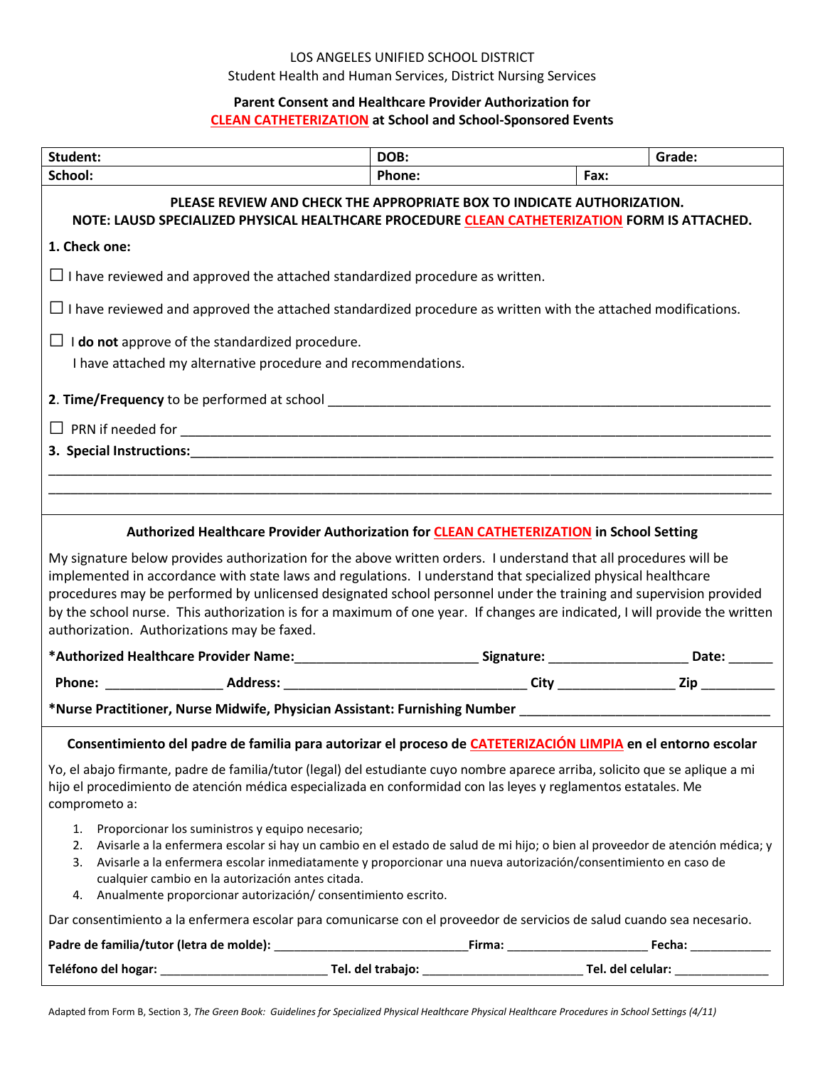LOS ANGELES UNIFIED SCHOOL DISTRICT
Student Health and Human Services, District Nursing Services

**Parent Consent and Healthcare Provider Authorization for CLEAN CATHETERIZATION at School and School-Sponsored Events**

| Student: | DOB: | | Grade: |
|---|---|---|---|
| School: | Phone: | Fax: | |

**PLEASE REVIEW AND CHECK THE APPROPRIATE BOX TO INDICATE AUTHORIZATION.**
**NOTE: LAUSD SPECIALIZED PHYSICAL HEALTHCARE PROCEDURE CLEAN CATHETERIZATION FORM IS ATTACHED.**

**1. Check one:**

☐ I have reviewed and approved the attached standardized procedure as written.

☐ I have reviewed and approved the attached standardized procedure as written with the attached modifications.

☐ I **do not** approve of the standardized procedure.
I have attached my alternative procedure and recommendations.

**2. Time/Frequency** to be performed at school ____________________________________________

☐ PRN if needed for ____________________________________________

**3. Special Instructions:**____________________________________________

____________________________________________

____________________________________________

**Authorized Healthcare Provider Authorization for CLEAN CATHETERIZATION in School Setting**

My signature below provides authorization for the above written orders. I understand that all procedures will be implemented in accordance with state laws and regulations. I understand that specialized physical healthcare procedures may be performed by unlicensed designated school personnel under the training and supervision provided by the school nurse. This authorization is for a maximum of one year. If changes are indicated, I will provide the written authorization. Authorizations may be faxed.

**\*Authorized Healthcare Provider Name:**_________________________ **Signature:** ___________________ **Date:** ______

**Phone:** _______________ **Address:** _________________________________ **City** _______________ **Zip** __________

**\*Nurse Practitioner, Nurse Midwife, Physician Assistant: Furnishing Number** __________________________________

**Consentimiento del padre de familia para autorizar el proceso de CATETERIZACIÓN LIMPIA en el entorno escolar**

Yo, el abajo firmante, padre de familia/tutor (legal) del estudiante cuyo nombre aparece arriba, solicito que se aplique a mi hijo el procedimiento de atención médica especializada en conformidad con las leyes y reglamentos estatales. Me comprometo a:

1. Proporcionar los suministros y equipo necesario;
2. Avisarle a la enfermera escolar si hay un cambio en el estado de salud de mi hijo; o bien al proveedor de atención médica; y
3. Avisarle a la enfermera escolar inmediatamente y proporcionar una nueva autorización/consentimiento en caso de cualquier cambio en la autorización antes citada.
4. Anualmente proporcionar autorización/ consentimiento escrito.

Dar consentimiento a la enfermera escolar para comunicarse con el proveedor de servicios de salud cuando sea necesario.

**Padre de familia/tutor (letra de molde):** ____________________________**Firma:** ____________________ **Fecha:** ___________

**Teléfono del hogar:** ________________________ **Tel. del trabajo:** _______________________ **Tel. del celular:** ______________

Adapted from Form B, Section 3, *The Green Book: Guidelines for Specialized Physical Healthcare Physical Healthcare Procedures in School Settings (4/11)*